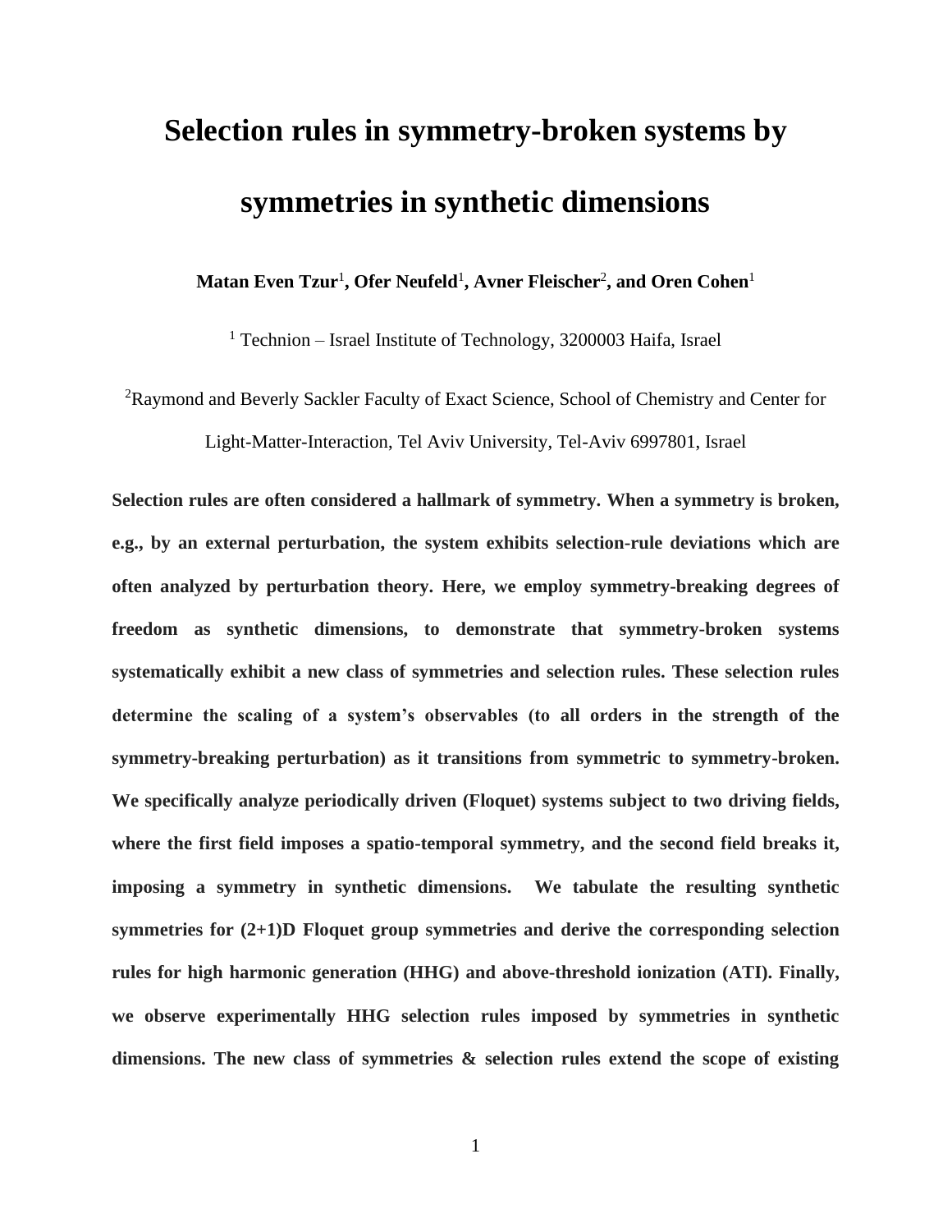# Selection rules in symmetry-broken systems by symmetries in synthetic dimensions

**Matan Even Tzur[1], Ofer Neufeld[1], Avner Fleischer[2], and Oren Cohen[1]**

[1] Technion – Israel Institute of Technology, 3200003 Haifa, Israel

[2] Raymond and Beverly Sackler Faculty of Exact Science, School of Chemistry and Center for Light-Matter-Interaction, Tel Aviv University, Tel-Aviv 6997801, Israel

**Selection rules are often considered a hallmark of symmetry. When a symmetry is broken, e.g., by an external perturbation, the system exhibits selection-rule deviations which are often analyzed by perturbation theory. Here, we employ symmetry-breaking degrees of freedom as synthetic dimensions, to demonstrate that symmetry-broken systems systematically exhibit a new class of symmetries and selection rules. These selection rules determine the scaling of a system's observables (to all orders in the strength of the symmetry-breaking perturbation) as it transitions from symmetric to symmetry-broken. We specifically analyze periodically driven (Floquet) systems subject to two driving fields, where the first field imposes a spatio-temporal symmetry, and the second field breaks it, imposing a symmetry in synthetic dimensions. We tabulate the resulting synthetic symmetries for (2+1)D Floquet group symmetries and derive the corresponding selection rules for high harmonic generation (HHG) and above-threshold ionization (ATI). Finally, we observe experimentally HHG selection rules imposed by symmetries in synthetic dimensions. The new class of symmetries & selection rules extend the scope of existing**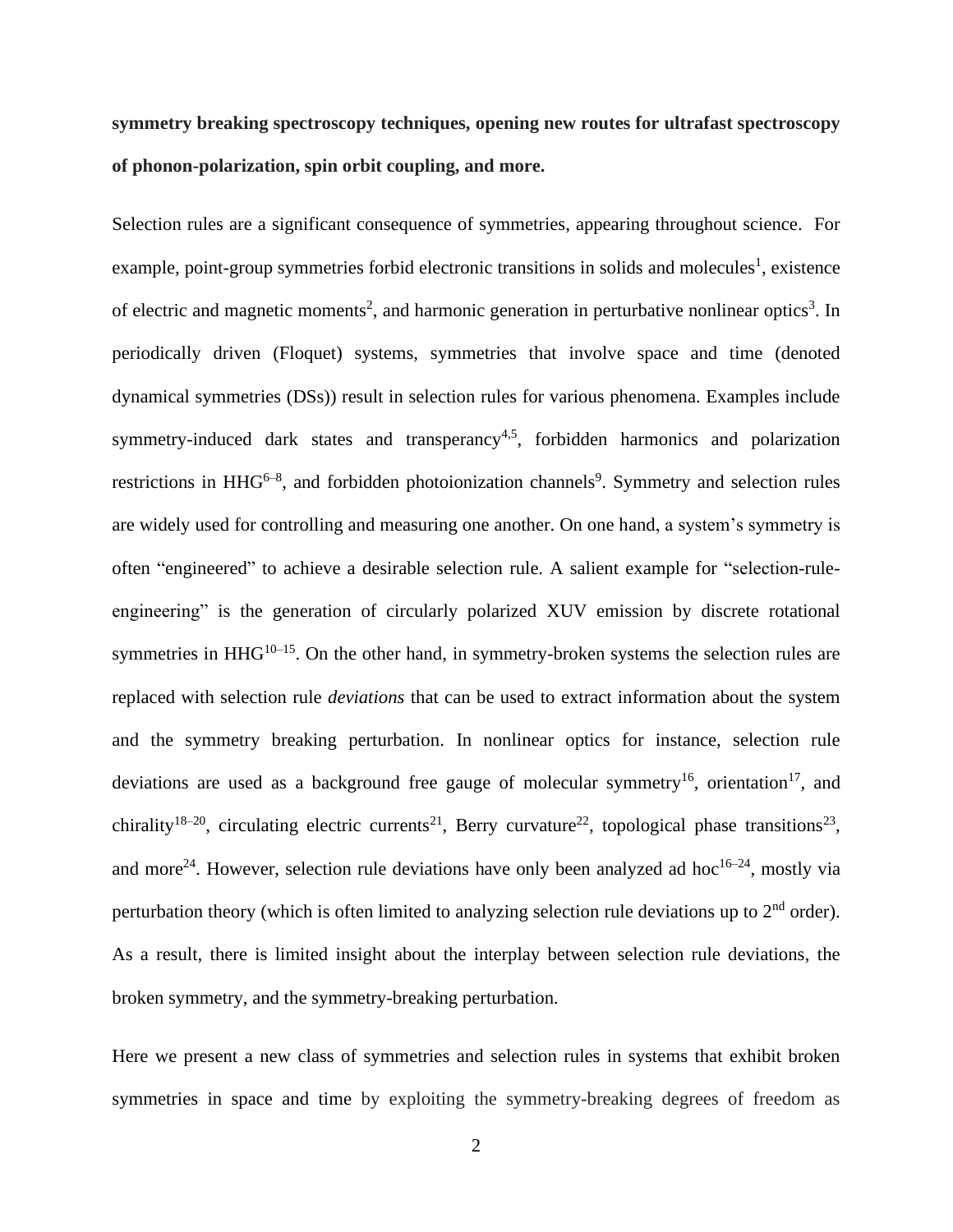**symmetry breaking spectroscopy techniques, opening new routes for ultrafast spectroscopy of phonon-polarization, spin orbit coupling, and more.**

Selection rules are a significant consequence of symmetries, appearing throughout science. For example, point-group symmetries forbid electronic transitions in solids and molecules[1], existence of electric and magnetic moments[2], and harmonic generation in perturbative nonlinear optics[3]. In periodically driven (Floquet) systems, symmetries that involve space and time (denoted dynamical symmetries (DSs)) result in selection rules for various phenomena. Examples include symmetry-induced dark states and transperancy[4,5], forbidden harmonics and polarization restrictions in HHG[6–8], and forbidden photoionization channels[9]. Symmetry and selection rules are widely used for controlling and measuring one another. On one hand, a system's symmetry is often "engineered" to achieve a desirable selection rule. A salient example for "selection-rule-engineering" is the generation of circularly polarized XUV emission by discrete rotational symmetries in HHG[10–15]. On the other hand, in symmetry-broken systems the selection rules are replaced with selection rule *deviations* that can be used to extract information about the system and the symmetry breaking perturbation. In nonlinear optics for instance, selection rule deviations are used as a background free gauge of molecular symmetry[16], orientation[17], and chirality[18–20], circulating electric currents[21], Berry curvature[22], topological phase transitions[23], and more[24]. However, selection rule deviations have only been analyzed ad hoc[16–24], mostly via perturbation theory (which is often limited to analyzing selection rule deviations up to 2nd order). As a result, there is limited insight about the interplay between selection rule deviations, the broken symmetry, and the symmetry-breaking perturbation.

Here we present a new class of symmetries and selection rules in systems that exhibit broken symmetries in space and time by exploiting the symmetry-breaking degrees of freedom as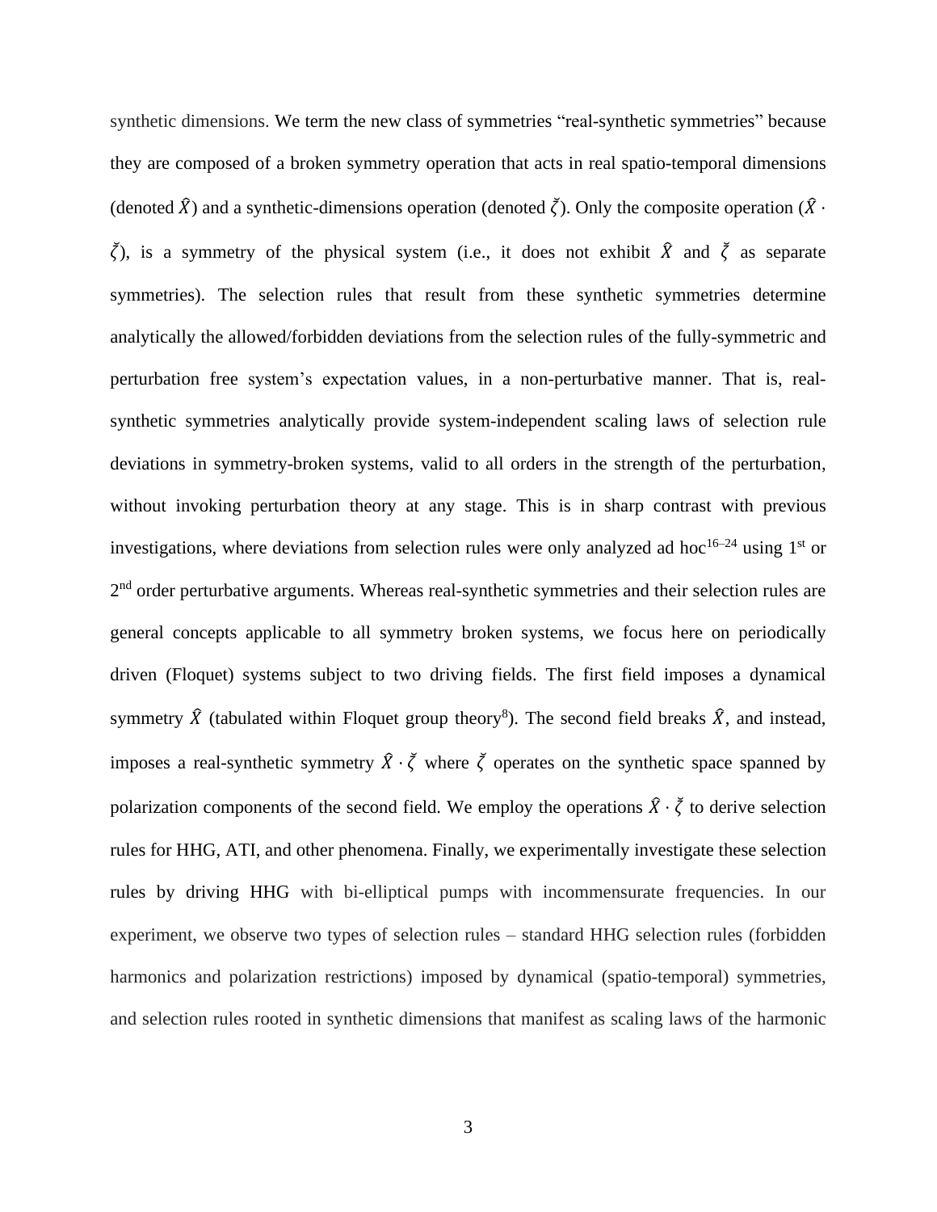synthetic dimensions. We term the new class of symmetries "real-synthetic symmetries" because they are composed of a broken symmetry operation that acts in real spatio-temporal dimensions (denoted $\hat{X}$) and a synthetic-dimensions operation (denoted $\breve{\zeta}$). Only the composite operation ($\hat{X} \cdot \breve{\zeta}$), is a symmetry of the physical system (i.e., it does not exhibit $\hat{X}$ and $\breve{\zeta}$ as separate symmetries). The selection rules that result from these synthetic symmetries determine analytically the allowed/forbidden deviations from the selection rules of the fully-symmetric and perturbation free system's expectation values, in a non-perturbative manner. That is, real-synthetic symmetries analytically provide system-independent scaling laws of selection rule deviations in symmetry-broken systems, valid to all orders in the strength of the perturbation, without invoking perturbation theory at any stage. This is in sharp contrast with previous investigations, where deviations from selection rules were only analyzed ad hoc[16–24] using 1st or 2nd order perturbative arguments. Whereas real-synthetic symmetries and their selection rules are general concepts applicable to all symmetry broken systems, we focus here on periodically driven (Floquet) systems subject to two driving fields. The first field imposes a dynamical symmetry $\hat{X}$ (tabulated within Floquet group theory[8]). The second field breaks $\hat{X}$, and instead, imposes a real-synthetic symmetry $\hat{X} \cdot \breve{\zeta}$ where $\breve{\zeta}$ operates on the synthetic space spanned by polarization components of the second field. We employ the operations $\hat{X} \cdot \breve{\zeta}$ to derive selection rules for HHG, ATI, and other phenomena. Finally, we experimentally investigate these selection rules by driving HHG with bi-elliptical pumps with incommensurate frequencies. In our experiment, we observe two types of selection rules – standard HHG selection rules (forbidden harmonics and polarization restrictions) imposed by dynamical (spatio-temporal) symmetries, and selection rules rooted in synthetic dimensions that manifest as scaling laws of the harmonic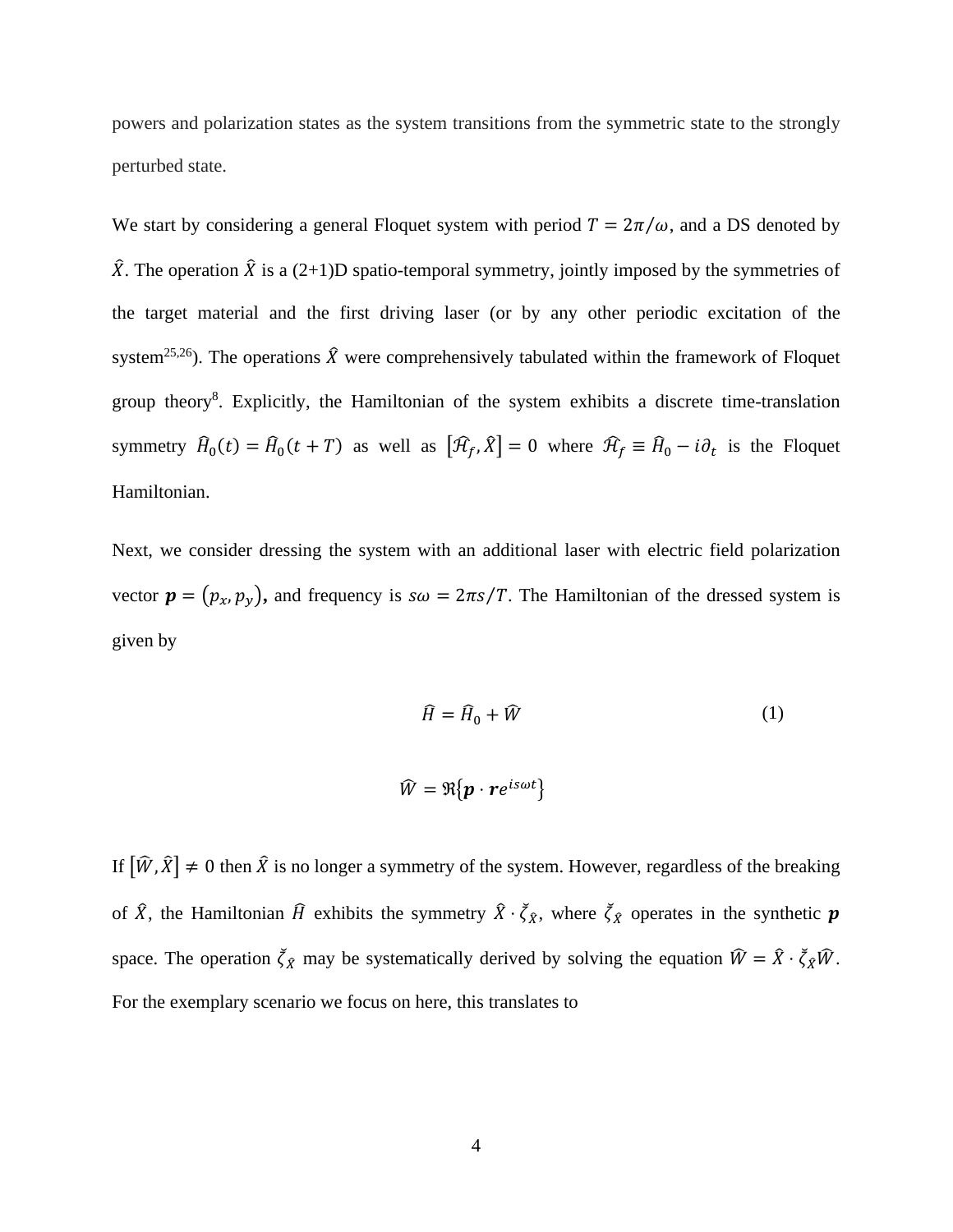powers and polarization states as the system transitions from the symmetric state to the strongly perturbed state.

We start by considering a general Floquet system with period $T = 2\pi/\omega$, and a DS denoted by $\hat{X}$. The operation $\hat{X}$ is a (2+1)D spatio-temporal symmetry, jointly imposed by the symmetries of the target material and the first driving laser (or by any other periodic excitation of the system[25,26]). The operations $\hat{X}$ were comprehensively tabulated within the framework of Floquet group theory[8]. Explicitly, the Hamiltonian of the system exhibits a discrete time-translation symmetry $\hat{H}_0(t) = \hat{H}_0(t+T)$ as well as $[\hat{\mathcal{H}}_f, \hat{X}] = 0$ where $\hat{\mathcal{H}}_f \equiv \hat{H}_0 - i\partial_t$ is the Floquet Hamiltonian.

Next, we consider dressing the system with an additional laser with electric field polarization vector $\boldsymbol{p} = (p_x, p_y)$, and frequency is $s\omega = 2\pi s/T$. The Hamiltonian of the dressed system is given by

$$\hat{H} = \hat{H}_0 + \hat{W} \tag{1}$$

$$\hat{W} = \Re\{\boldsymbol{p} \cdot \boldsymbol{r} e^{is\omega t}\}$$

If $[\hat{W}, \hat{X}] \neq 0$ then $\hat{X}$ is no longer a symmetry of the system. However, regardless of the breaking of $\hat{X}$, the Hamiltonian $\hat{H}$ exhibits the symmetry $\hat{X} \cdot \check{\zeta}_{\hat{X}}$, where $\check{\zeta}_{\hat{X}}$ operates in the synthetic $\boldsymbol{p}$ space. The operation $\check{\zeta}_{\hat{X}}$ may be systematically derived by solving the equation $\hat{W} = \hat{X} \cdot \check{\zeta}_{\hat{X}} \hat{W}$. For the exemplary scenario we focus on here, this translates to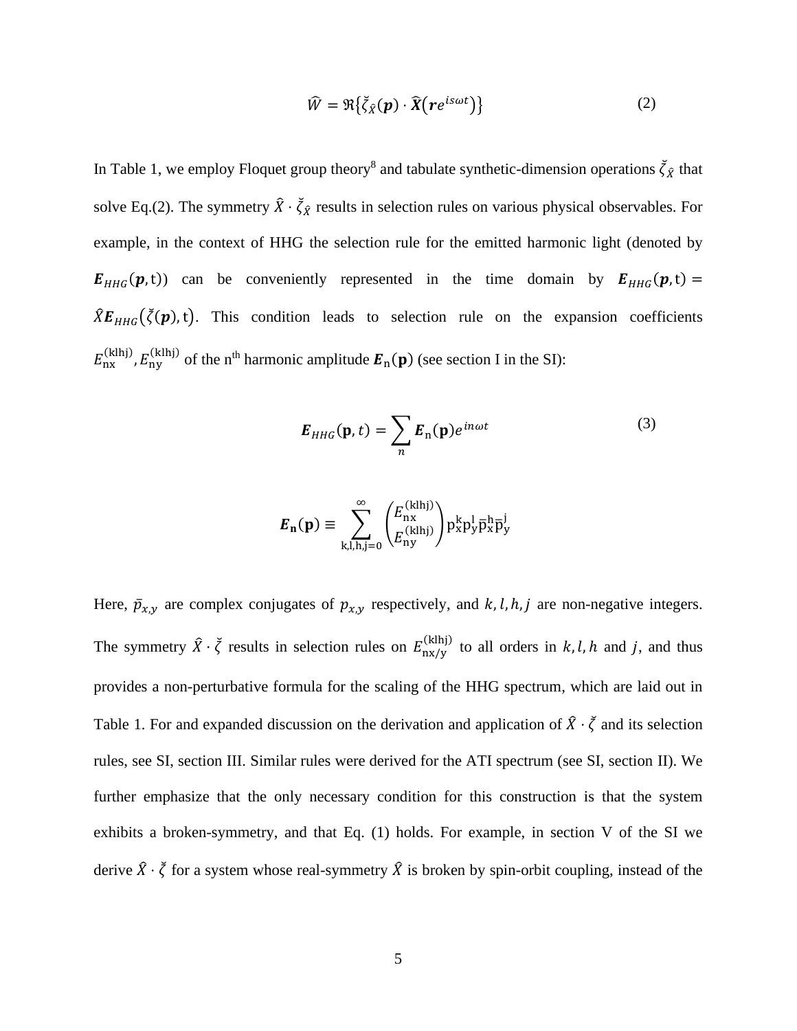$$\widehat{W} = \Re\{\breve{\zeta}_{\hat{X}}(\boldsymbol{p}) \cdot \widehat{\boldsymbol{X}}(\boldsymbol{r}e^{is\omega t})\} \tag{2}$$

In Table 1, we employ Floquet group theory[8] and tabulate synthetic-dimension operations $\breve{\zeta}_{\hat{X}}$ that solve Eq.(2). The symmetry $\hat{X} \cdot \breve{\zeta}_{\hat{X}}$ results in selection rules on various physical observables. For example, in the context of HHG the selection rule for the emitted harmonic light (denoted by $\boldsymbol{E}_{HHG}(\boldsymbol{p},\mathrm{t})$) can be conveniently represented in the time domain by $\boldsymbol{E}_{HHG}(\boldsymbol{p},\mathrm{t}) = \hat{X}\boldsymbol{E}_{HHG}(\breve{\zeta}(\boldsymbol{p}),\mathrm{t})$. This condition leads to selection rule on the expansion coefficients $E_{\mathrm{nx}}^{(\mathrm{klhj})}, E_{\mathrm{ny}}^{(\mathrm{klhj})}$ of the n[th] harmonic amplitude $\boldsymbol{E}_{\mathrm{n}}(\mathbf{p})$ (see section I in the SI):

$$\boldsymbol{E}_{HHG}(\mathbf{p}, t) = \sum_{n} \boldsymbol{E}_{\mathrm{n}}(\mathbf{p}) e^{in\omega t} \tag{3}$$

$$\boldsymbol{E}_{\mathbf{n}}(\mathbf{p}) \equiv \sum_{\mathrm{k,l,h,j}=0}^{\infty} \begin{pmatrix} E_{\mathrm{nx}}^{(\mathrm{klhj})} \\ E_{\mathrm{ny}}^{(\mathrm{klhj})} \end{pmatrix} \mathrm{p_x^k p_y^l \bar{p}_x^h \bar{p}_y^j}$$

Here, $\bar{p}_{x,y}$ are complex conjugates of $p_{x,y}$ respectively, and $k, l, h, j$ are non-negative integers. The symmetry $\hat{X} \cdot \breve{\zeta}$ results in selection rules on $E_{\mathrm{nx/y}}^{(\mathrm{klhj})}$ to all orders in $k, l, h$ and $j$, and thus provides a non-perturbative formula for the scaling of the HHG spectrum, which are laid out in Table 1. For and expanded discussion on the derivation and application of $\hat{X} \cdot \breve{\zeta}$ and its selection rules, see SI, section III. Similar rules were derived for the ATI spectrum (see SI, section II). We further emphasize that the only necessary condition for this construction is that the system exhibits a broken-symmetry, and that Eq. (1) holds. For example, in section V of the SI we derive $\hat{X} \cdot \breve{\zeta}$ for a system whose real-symmetry $\hat{X}$ is broken by spin-orbit coupling, instead of the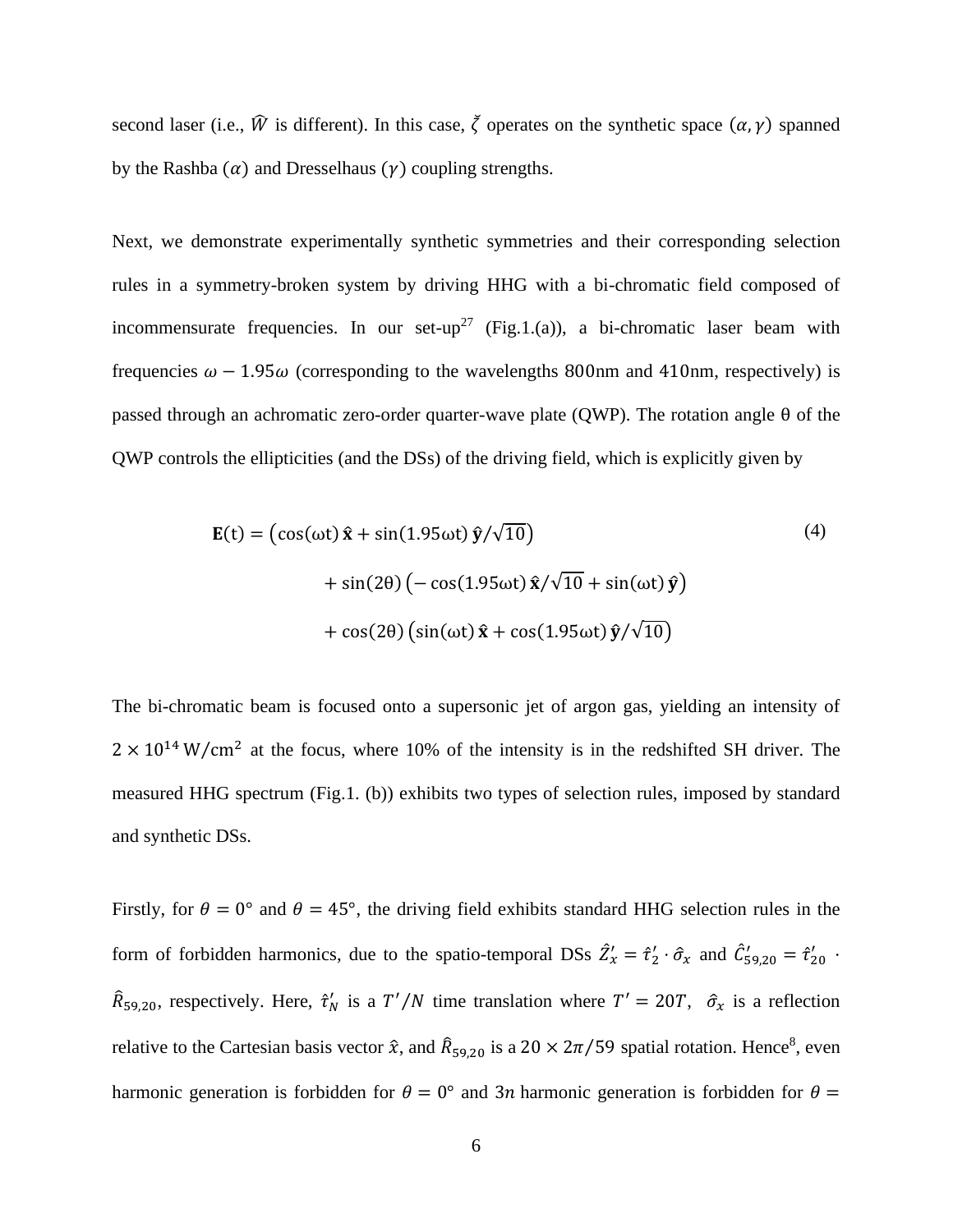second laser (i.e., $\widehat{W}$ is different). In this case, $\breve{\zeta}$ operates on the synthetic space $(\alpha, \gamma)$ spanned by the Rashba $(\alpha)$ and Dresselhaus $(\gamma)$ coupling strengths.

Next, we demonstrate experimentally synthetic symmetries and their corresponding selection rules in a symmetry-broken system by driving HHG with a bi-chromatic field composed of incommensurate frequencies. In our set-up[27] (Fig.1.(a)), a bi-chromatic laser beam with frequencies $\omega - 1.95\omega$ (corresponding to the wavelengths 800nm and 410nm, respectively) is passed through an achromatic zero-order quarter-wave plate (QWP). The rotation angle θ of the QWP controls the ellipticities (and the DSs) of the driving field, which is explicitly given by

$$
\begin{aligned}
\mathbf{E}(\mathrm{t}) = &\left(\cos(\omega \mathrm{t})\,\hat{\mathbf{x}} + \sin(1.95\omega \mathrm{t})\,\hat{\mathbf{y}}/\sqrt{10}\right) \\
&+ \sin(2\theta)\left(-\cos(1.95\omega \mathrm{t})\,\hat{\mathbf{x}}/\sqrt{10} + \sin(\omega \mathrm{t})\,\hat{\mathbf{y}}\right) \\
&+ \cos(2\theta)\left(\sin(\omega \mathrm{t})\,\hat{\mathbf{x}} + \cos(1.95\omega \mathrm{t})\,\hat{\mathbf{y}}/\sqrt{10}\right)
\end{aligned} \tag{4}
$$

The bi-chromatic beam is focused onto a supersonic jet of argon gas, yielding an intensity of $2 \times 10^{14}\,\mathrm{W/cm^2}$ at the focus, where 10% of the intensity is in the redshifted SH driver. The measured HHG spectrum (Fig.1. (b)) exhibits two types of selection rules, imposed by standard and synthetic DSs.

Firstly, for $\theta = 0°$ and $\theta = 45°$, the driving field exhibits standard HHG selection rules in the form of forbidden harmonics, due to the spatio-temporal DSs $\hat{Z}'_x = \hat{\tau}'_2 \cdot \hat{\sigma}_x$ and $\hat{C}'_{59,20} = \hat{\tau}'_{20} \cdot \hat{R}_{59,20}$, respectively. Here, $\hat{\tau}'_N$ is a $T'/N$ time translation where $T' = 20T$, $\hat{\sigma}_x$ is a reflection relative to the Cartesian basis vector $\hat{x}$, and $\hat{R}_{59,20}$ is a $20 \times 2\pi/59$ spatial rotation. Hence[8], even harmonic generation is forbidden for $\theta = 0°$ and $3n$ harmonic generation is forbidden for $\theta =$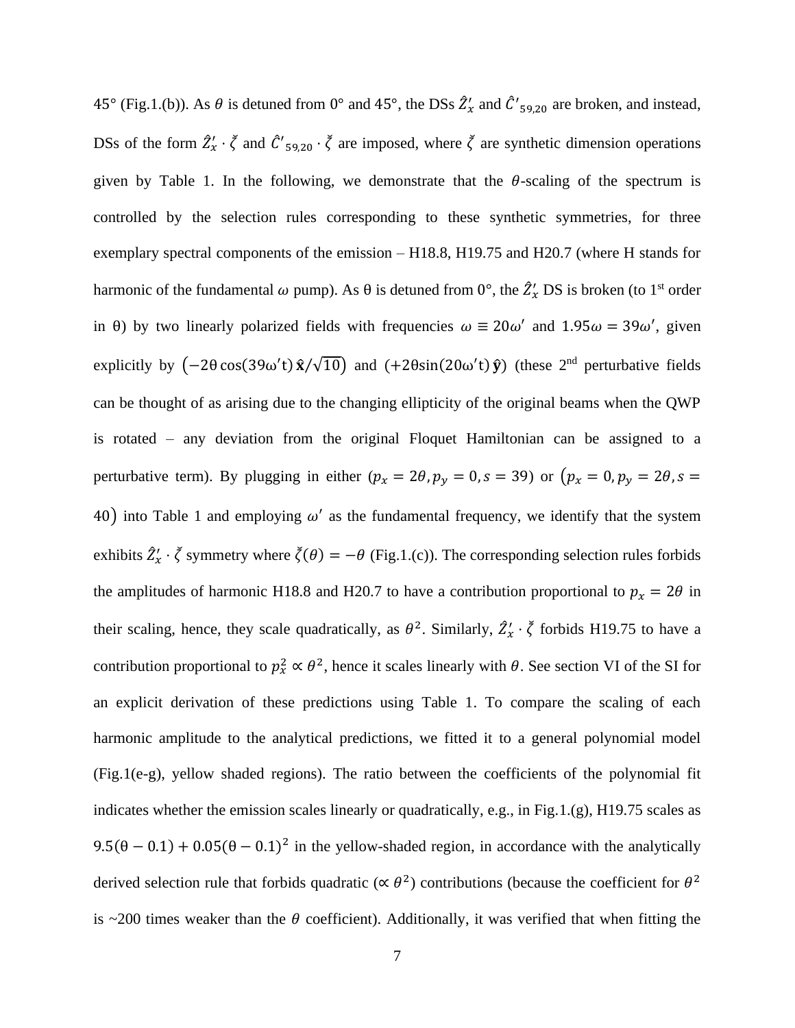45° (Fig.1.(b)). As $\theta$ is detuned from 0° and 45°, the DSs $\hat{Z}_x'$ and $\hat{C}'_{59,20}$ are broken, and instead, DSs of the form $\hat{Z}_x' \cdot \breve{\zeta}$ and $\hat{C}'_{59,20} \cdot \breve{\zeta}$ are imposed, where $\breve{\zeta}$ are synthetic dimension operations given by Table 1. In the following, we demonstrate that the $\theta$-scaling of the spectrum is controlled by the selection rules corresponding to these synthetic symmetries, for three exemplary spectral components of the emission – H18.8, H19.75 and H20.7 (where H stands for harmonic of the fundamental $\omega$ pump). As θ is detuned from 0°, the $\hat{Z}_x'$ DS is broken (to 1st order in θ) by two linearly polarized fields with frequencies $\omega \equiv 20\omega'$ and $1.95\omega = 39\omega'$, given explicitly by $\left(-2\theta\cos(39\omega' t)\,\hat{\mathbf{x}}/\sqrt{10}\right)$ and $(+2\theta\sin(20\omega' t)\,\hat{\mathbf{y}})$ (these 2nd perturbative fields can be thought of as arising due to the changing ellipticity of the original beams when the QWP is rotated – any deviation from the original Floquet Hamiltonian can be assigned to a perturbative term). By plugging in either $(p_x = 2\theta, p_y = 0, s = 39)$ or $(p_x = 0, p_y = 2\theta, s = 40)$ into Table 1 and employing $\omega'$ as the fundamental frequency, we identify that the system exhibits $\hat{Z}_x' \cdot \breve{\zeta}$ symmetry where $\breve{\zeta}(\theta) = -\theta$ (Fig.1.(c)). The corresponding selection rules forbids the amplitudes of harmonic H18.8 and H20.7 to have a contribution proportional to $p_x = 2\theta$ in their scaling, hence, they scale quadratically, as $\theta^2$. Similarly, $\hat{Z}_x' \cdot \breve{\zeta}$ forbids H19.75 to have a contribution proportional to $p_x^2 \propto \theta^2$, hence it scales linearly with $\theta$. See section VI of the SI for an explicit derivation of these predictions using Table 1. To compare the scaling of each harmonic amplitude to the analytical predictions, we fitted it to a general polynomial model (Fig.1(e-g), yellow shaded regions). The ratio between the coefficients of the polynomial fit indicates whether the emission scales linearly or quadratically, e.g., in Fig.1.(g), H19.75 scales as $9.5(\theta - 0.1) + 0.05(\theta - 0.1)^2$ in the yellow-shaded region, in accordance with the analytically derived selection rule that forbids quadratic ($\propto \theta^2$) contributions (because the coefficient for $\theta^2$ is ~200 times weaker than the $\theta$ coefficient). Additionally, it was verified that when fitting the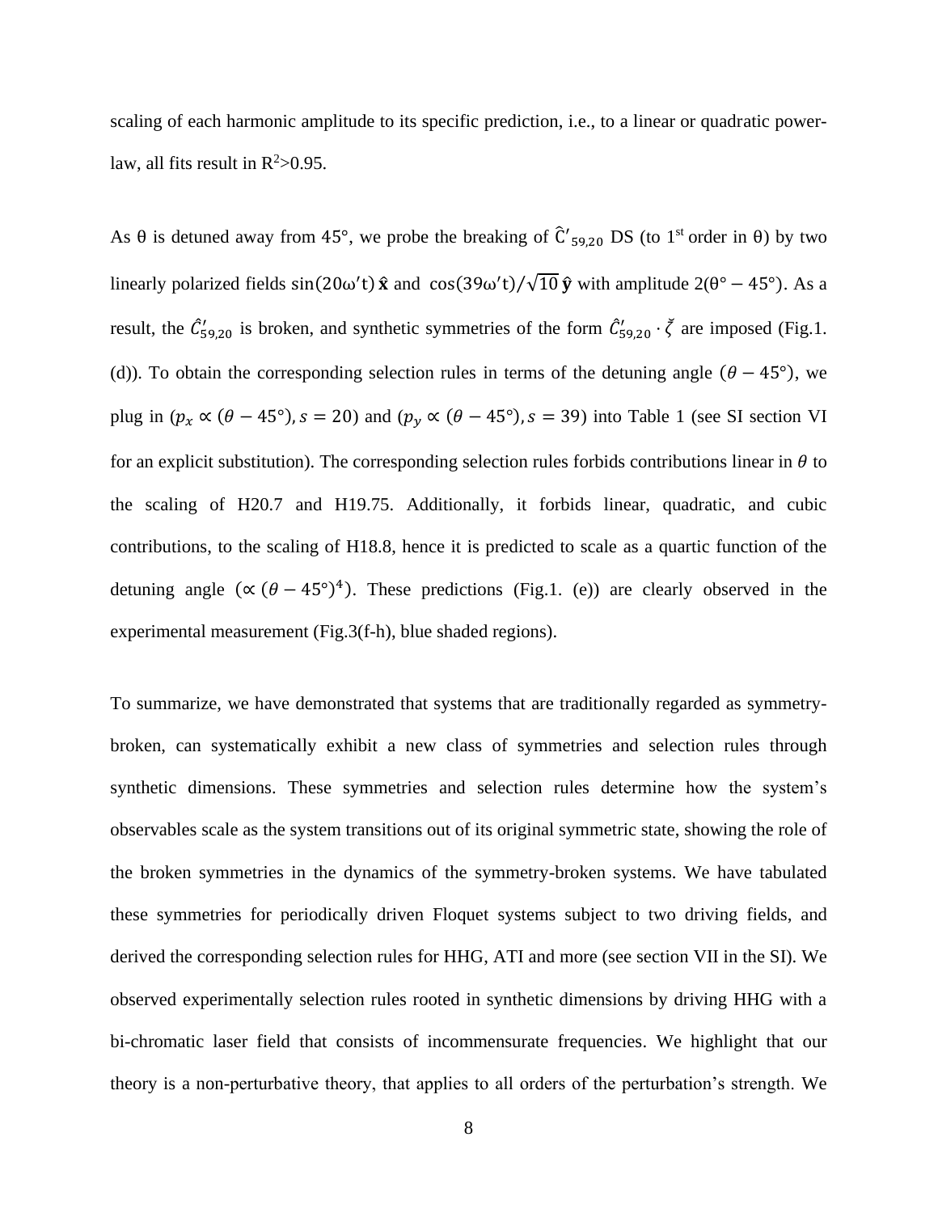scaling of each harmonic amplitude to its specific prediction, i.e., to a linear or quadratic power-law, all fits result in $R^2>0.95$.

As θ is detuned away from 45°, we probe the breaking of $\hat{C}'_{59,20}$ DS (to 1st order in θ) by two linearly polarized fields $\sin(20\omega' t)\,\hat{\mathbf{x}}$ and $\cos(39\omega' t)/\sqrt{10}\,\hat{\mathbf{y}}$ with amplitude $2(\theta° - 45°)$. As a result, the $\hat{C}'_{59,20}$ is broken, and synthetic symmetries of the form $\hat{C}'_{59,20} \cdot \check{\zeta}$ are imposed (Fig.1. (d)). To obtain the corresponding selection rules in terms of the detuning angle $(\theta - 45°)$, we plug in $(p_x \propto (\theta - 45°), s = 20)$ and $(p_y \propto (\theta - 45°), s = 39)$ into Table 1 (see SI section VI for an explicit substitution). The corresponding selection rules forbids contributions linear in $\theta$ to the scaling of H20.7 and H19.75. Additionally, it forbids linear, quadratic, and cubic contributions, to the scaling of H18.8, hence it is predicted to scale as a quartic function of the detuning angle $(\propto (\theta - 45°)^4)$. These predictions (Fig.1. (e)) are clearly observed in the experimental measurement (Fig.3(f-h), blue shaded regions).

To summarize, we have demonstrated that systems that are traditionally regarded as symmetry-broken, can systematically exhibit a new class of symmetries and selection rules through synthetic dimensions. These symmetries and selection rules determine how the system's observables scale as the system transitions out of its original symmetric state, showing the role of the broken symmetries in the dynamics of the symmetry-broken systems. We have tabulated these symmetries for periodically driven Floquet systems subject to two driving fields, and derived the corresponding selection rules for HHG, ATI and more (see section VII in the SI). We observed experimentally selection rules rooted in synthetic dimensions by driving HHG with a bi-chromatic laser field that consists of incommensurate frequencies. We highlight that our theory is a non-perturbative theory, that applies to all orders of the perturbation's strength. We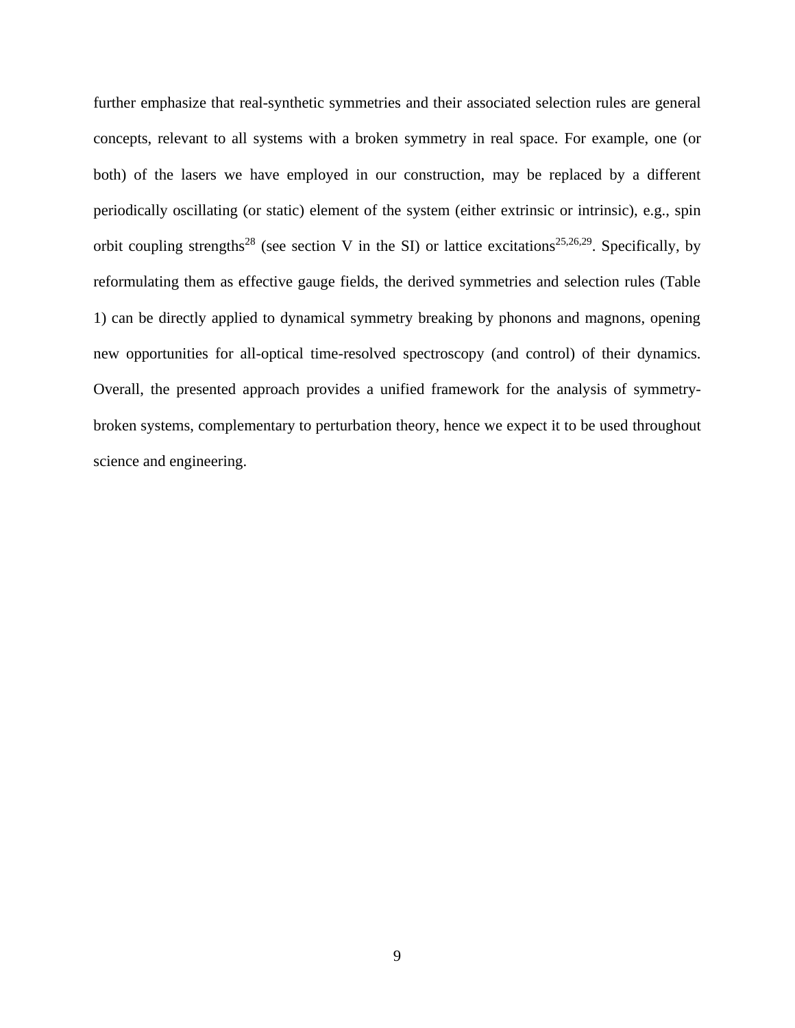further emphasize that real-synthetic symmetries and their associated selection rules are general concepts, relevant to all systems with a broken symmetry in real space. For example, one (or both) of the lasers we have employed in our construction, may be replaced by a different periodically oscillating (or static) element of the system (either extrinsic or intrinsic), e.g., spin orbit coupling strengths[28] (see section V in the SI) or lattice excitations[25,26,29]. Specifically, by reformulating them as effective gauge fields, the derived symmetries and selection rules (Table 1) can be directly applied to dynamical symmetry breaking by phonons and magnons, opening new opportunities for all-optical time-resolved spectroscopy (and control) of their dynamics. Overall, the presented approach provides a unified framework for the analysis of symmetry-broken systems, complementary to perturbation theory, hence we expect it to be used throughout science and engineering.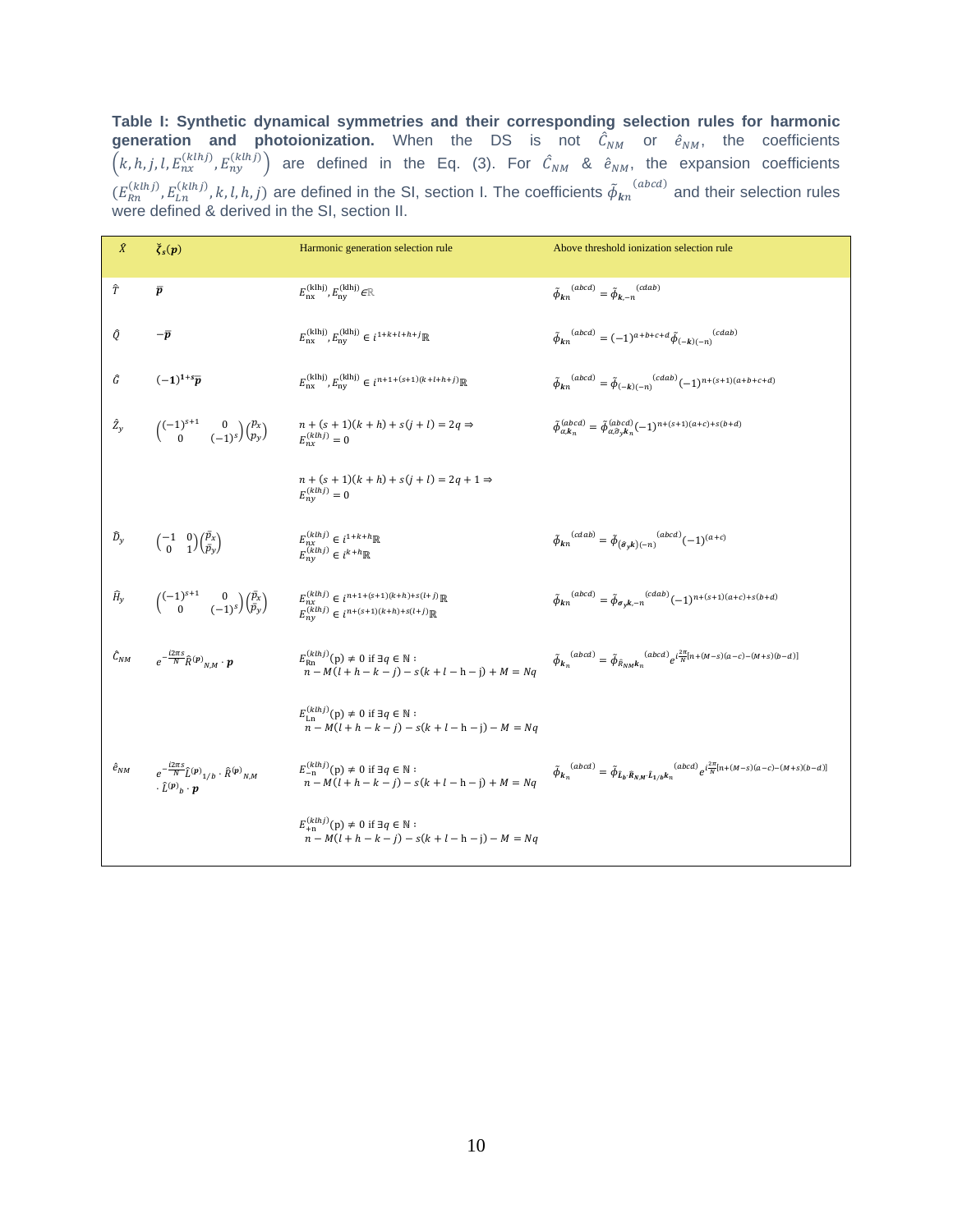**Table I: Synthetic dynamical symmetries and their corresponding selection rules for harmonic generation and photoionization.** When the DS is not $\hat{C}_{NM}$ or $\hat{e}_{NM}$, the coefficients $\left(k,h,j,l,E_{nx}^{(klhj)},E_{ny}^{(klhj)}\right)$ are defined in the Eq. (3). For $\hat{C}_{NM}$ & $\hat{e}_{NM}$, the expansion coefficients $(E_{Rn}^{(klhj)},E_{Ln}^{(klhj)},k,l,h,j)$ are defined in the SI, section I. The coefficients $\tilde{\phi}_{\boldsymbol{k}n}{}^{(abcd)}$ and their selection rules were defined & derived in the SI, section II.

| $\hat{X}$ | $\breve{\zeta}_s(\boldsymbol{p})$ | Harmonic generation selection rule | Above threshold ionization selection rule |
|---|---|---|---|
| $\hat{T}$ | $\overline{\boldsymbol{p}}$ | $E_{\rm nx}^{(\rm klhj)},E_{\rm ny}^{(\rm klhj)}\in\mathbb{R}$ | $\tilde{\phi}_{\boldsymbol{k}n}{}^{(abcd)}=\tilde{\phi}_{\boldsymbol{k},-n}{}^{(cdab)}$ |
| $\hat{Q}$ | $-\overline{\boldsymbol{p}}$ | $E_{\rm nx}^{(\rm klhj)},E_{\rm ny}^{(\rm klhj)}\in i^{1+k+l+h+j}\mathbb{R}$ | $\tilde{\phi}_{\boldsymbol{k}n}{}^{(abcd)}=(-1)^{a+b+c+d}\tilde{\phi}_{(-\boldsymbol{k})(-n)}{}^{(cdab)}$ |
| $\hat{G}$ | $(-1)^{1+s}\overline{\boldsymbol{p}}$ | $E_{\rm nx}^{(\rm klhj)},E_{\rm ny}^{(\rm klhj)}\in i^{n+1+(s+1)(k+l+h+j)}\mathbb{R}$ | $\tilde{\phi}_{\boldsymbol{k}n}{}^{(abcd)}=\tilde{\phi}_{(-\boldsymbol{k})(-n)}{}^{(cdab)}(-1)^{n+(s+1)(a+b+c+d)}$ |
| $\hat{Z}_y$ | $\begin{pmatrix}(-1)^{s+1} & 0\\ 0 & (-1)^s\end{pmatrix}\begin{pmatrix}p_x\\ p_y\end{pmatrix}$ | $n+(s+1)(k+h)+s(j+l)=2q\Rightarrow E_{nx}^{(klhj)}=0$ <br> $n+(s+1)(k+h)+s(j+l)=2q+1\Rightarrow E_{ny}^{(klhj)}=0$ | $\tilde{\phi}_{\alpha,\boldsymbol{k}_n}^{(abcd)}=\tilde{\phi}_{\alpha,\hat{\sigma}_y\boldsymbol{k}_n}^{(abcd)}(-1)^{n+(s+1)(a+c)+s(b+d)}$ |
| $\hat{D}_y$ | $\begin{pmatrix}-1 & 0\\ 0 & 1\end{pmatrix}\begin{pmatrix}\overline{p}_x\\ \overline{p}_y\end{pmatrix}$ | $E_{nx}^{(klhj)}\in i^{1+k+h}\mathbb{R}$ <br> $E_{ny}^{(klhj)}\in i^{k+h}\mathbb{R}$ | $\tilde{\phi}_{\boldsymbol{k}n}{}^{(cdab)}=\tilde{\phi}_{(\hat{\sigma}_y\boldsymbol{k})(-n)}{}^{(abcd)}(-1)^{(a+c)}$ |
| $\hat{H}_y$ | $\begin{pmatrix}(-1)^{s+1} & 0\\ 0 & (-1)^s\end{pmatrix}\begin{pmatrix}\overline{p}_x\\ \overline{p}_y\end{pmatrix}$ | $E_{nx}^{(klhj)}\in i^{n+1+(s+1)(k+h)+s(l+j)}\mathbb{R}$ <br> $E_{ny}^{(klhj)}\in i^{n+(s+1)(k+h)+s(l+j)}\mathbb{R}$ | $\tilde{\phi}_{\boldsymbol{k}n}{}^{(abcd)}=\tilde{\phi}_{\boldsymbol{\sigma}_y\boldsymbol{k},-n}{}^{(cdab)}(-1)^{n+(s+1)(a+c)+s(b+d)}$ |
| $\hat{C}_{NM}$ | $e^{-\frac{i2\pi s}{N}}\hat{R}^{(\boldsymbol{p})}{}_{N,M}\cdot\boldsymbol{p}$ | $E_{\rm Rn}^{(klhj)}(\rm p)\neq 0$ if $\exists q\in\mathbb{N}:$ $n-M(l+h-k-j)-s(k+l-h-j)+M=Nq$ <br> $E_{\rm Ln}^{(klhj)}(\rm p)\neq 0$ if $\exists q\in\mathbb{N}:$ $n-M(l+h-k-j)-s(k+l-h-j)-M=Nq$ | $\tilde{\phi}_{\boldsymbol{k}_n}{}^{(abcd)}=\tilde{\phi}_{\hat{R}_{NM}\boldsymbol{k}_n}{}^{(abcd)}e^{i\frac{2\pi}{N}[n+(M-s)(a-c)-(M+s)(b-d)]}$ |
| $\hat{e}_{NM}$ | $e^{-\frac{i2\pi s}{N}}\hat{L}^{(\boldsymbol{p})}{}_{1/b}\cdot\hat{R}^{(\boldsymbol{p})}{}_{N,M}\cdot\hat{L}^{(\boldsymbol{p})}{}_{b}\cdot\boldsymbol{p}$ | $E_{-\rm n}^{(klhj)}(\rm p)\neq 0$ if $\exists q\in\mathbb{N}:$ $n-M(l+h-k-j)-s(k+l-h-j)+M=Nq$ <br> $E_{+\rm n}^{(klhj)}(\rm p)\neq 0$ if $\exists q\in\mathbb{N}:$ $n-M(l+h-k-j)-s(k+l-h-j)-M=Nq$ | $\tilde{\phi}_{\boldsymbol{k}_n}{}^{(abcd)}=\tilde{\phi}_{\hat{L}_b\cdot\hat{R}_{N,M}\cdot\hat{L}_{1/b}\boldsymbol{k}_n}{}^{(abcd)}e^{i\frac{2\pi}{N}[n+(M-s)(a-c)-(M+s)(b-d)]}$ |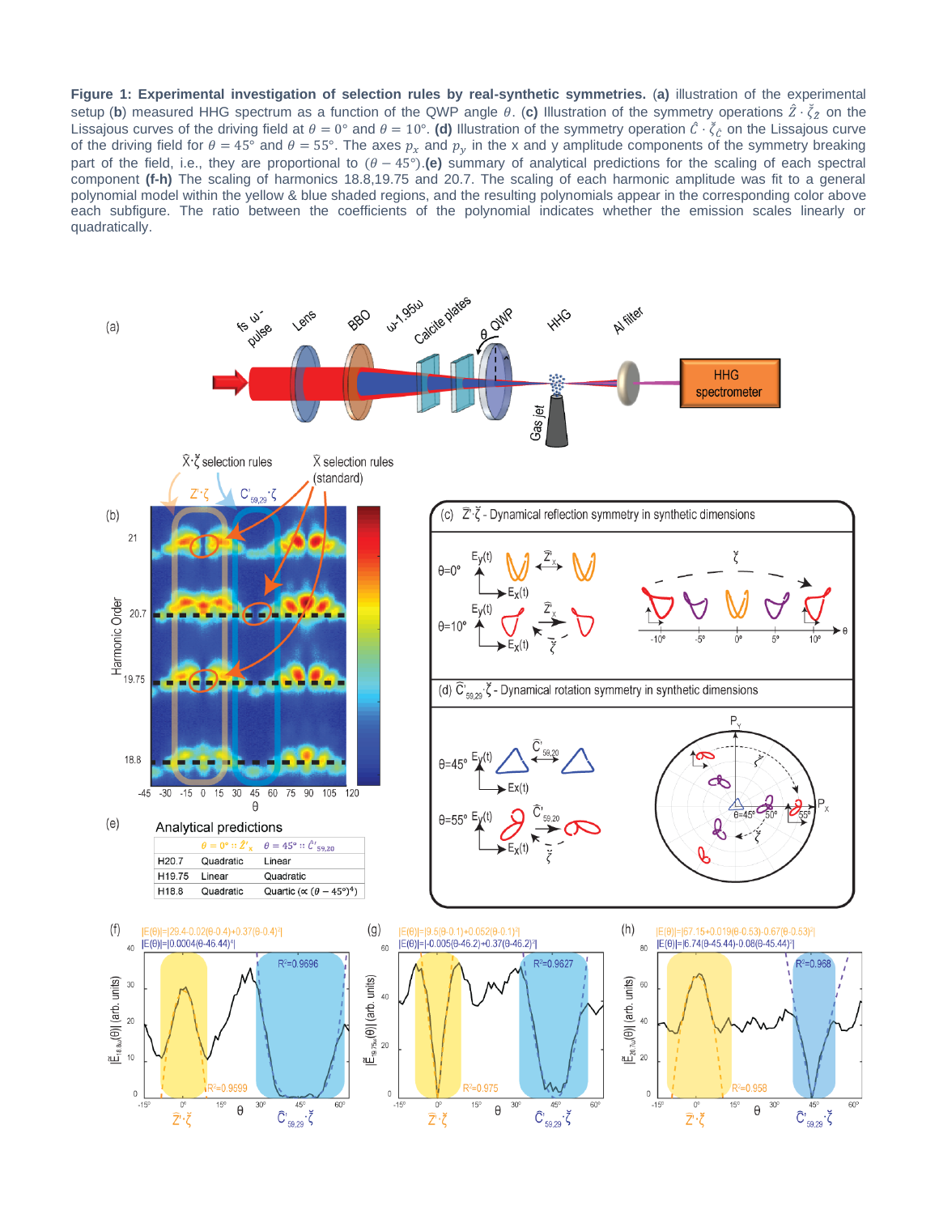**Figure 1: Experimental investigation of selection rules by real-synthetic symmetries.** **(a)** illustration of the experimental setup (**b**) measured HHG spectrum as a function of the QWP angle $\theta$. (**c**) Illustration of the symmetry operations $\hat{Z} \cdot \check{\zeta}_{\hat{Z}}$ on the Lissajous curves of the driving field at $\theta = 0°$ and $\theta = 10°$. **(d)** Illustration of the symmetry operation $\hat{C} \cdot \check{\zeta}_{\hat{C}}$ on the Lissajous curve of the driving field for $\theta = 45°$ and $\theta = 55°$. The axes $p_x$ and $p_y$ in the x and y amplitude components of the symmetry breaking part of the field, i.e., they are proportional to $(\theta - 45°)$.**(e)** summary of analytical predictions for the scaling of each spectral component **(f-h)** The scaling of harmonics 18.8,19.75 and 20.7. The scaling of each harmonic amplitude was fit to a general polynomial model within the yellow & blue shaded regions, and the resulting polynomials appear in the corresponding color above each subfigure. The ratio between the coefficients of the polynomial indicates whether the emission scales linearly or quadratically.

(e) Analytical predictions

| | $\theta = 0° :: \hat{Z}'_x$ | $\theta = 45° :: \hat{C}'_{59,20}$ |
|---|---|---|
| H20.7 | Quadratic | Linear |
| H19.75 | Linear | Quadratic |
| H18.8 | Quadratic | Quartic ($\propto (\theta - 45°)^4$) |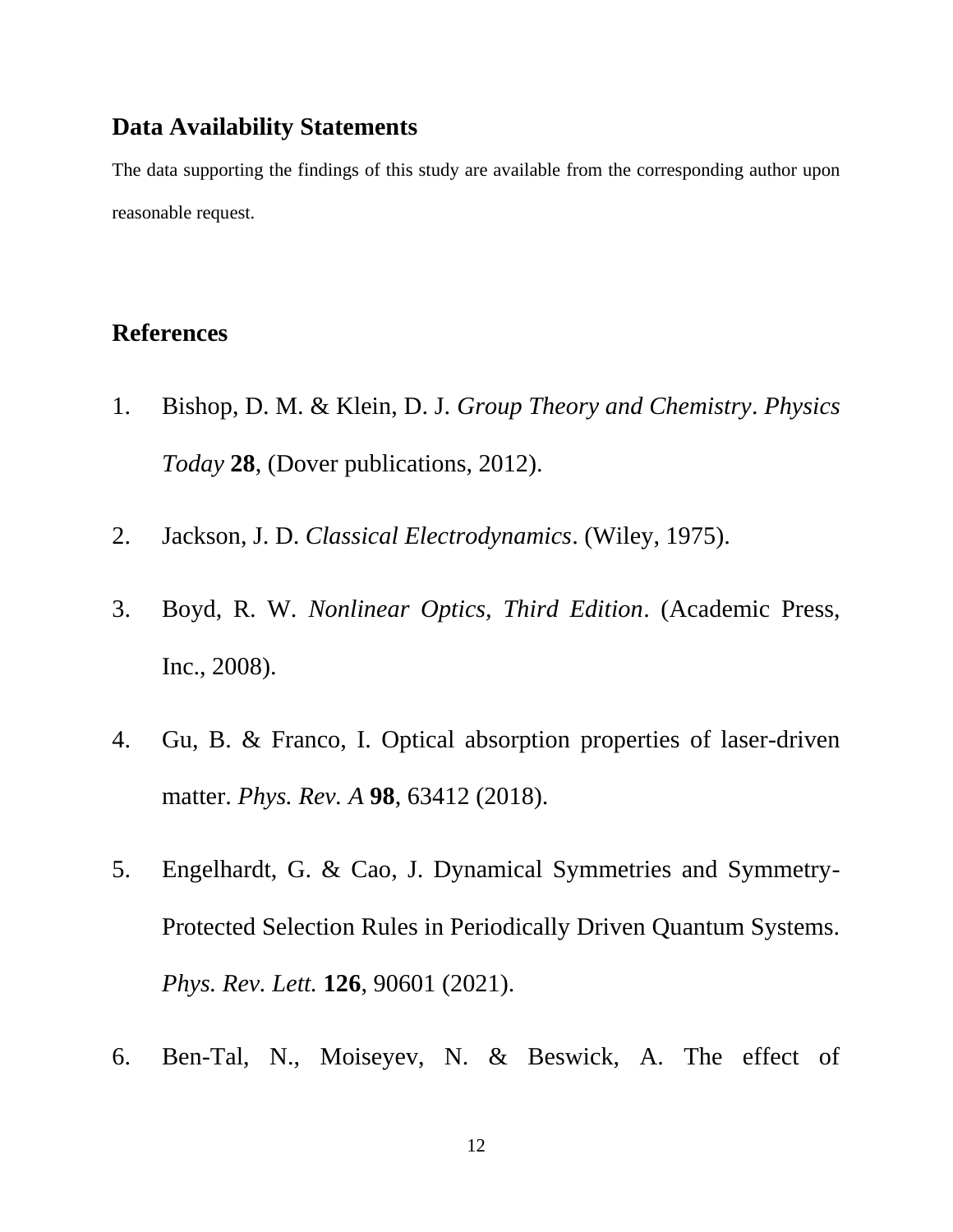## Data Availability Statements

The data supporting the findings of this study are available from the corresponding author upon reasonable request.

## References

1. Bishop, D. M. & Klein, D. J. *Group Theory and Chemistry*. *Physics Today* **28**, (Dover publications, 2012).
2. Jackson, J. D. *Classical Electrodynamics*. (Wiley, 1975).
3. Boyd, R. W. *Nonlinear Optics, Third Edition*. (Academic Press, Inc., 2008).
4. Gu, B. & Franco, I. Optical absorption properties of laser-driven matter. *Phys. Rev. A* **98**, 63412 (2018).
5. Engelhardt, G. & Cao, J. Dynamical Symmetries and Symmetry-Protected Selection Rules in Periodically Driven Quantum Systems. *Phys. Rev. Lett.* **126**, 90601 (2021).
6. Ben-Tal, N., Moiseyev, N. & Beswick, A. The effect of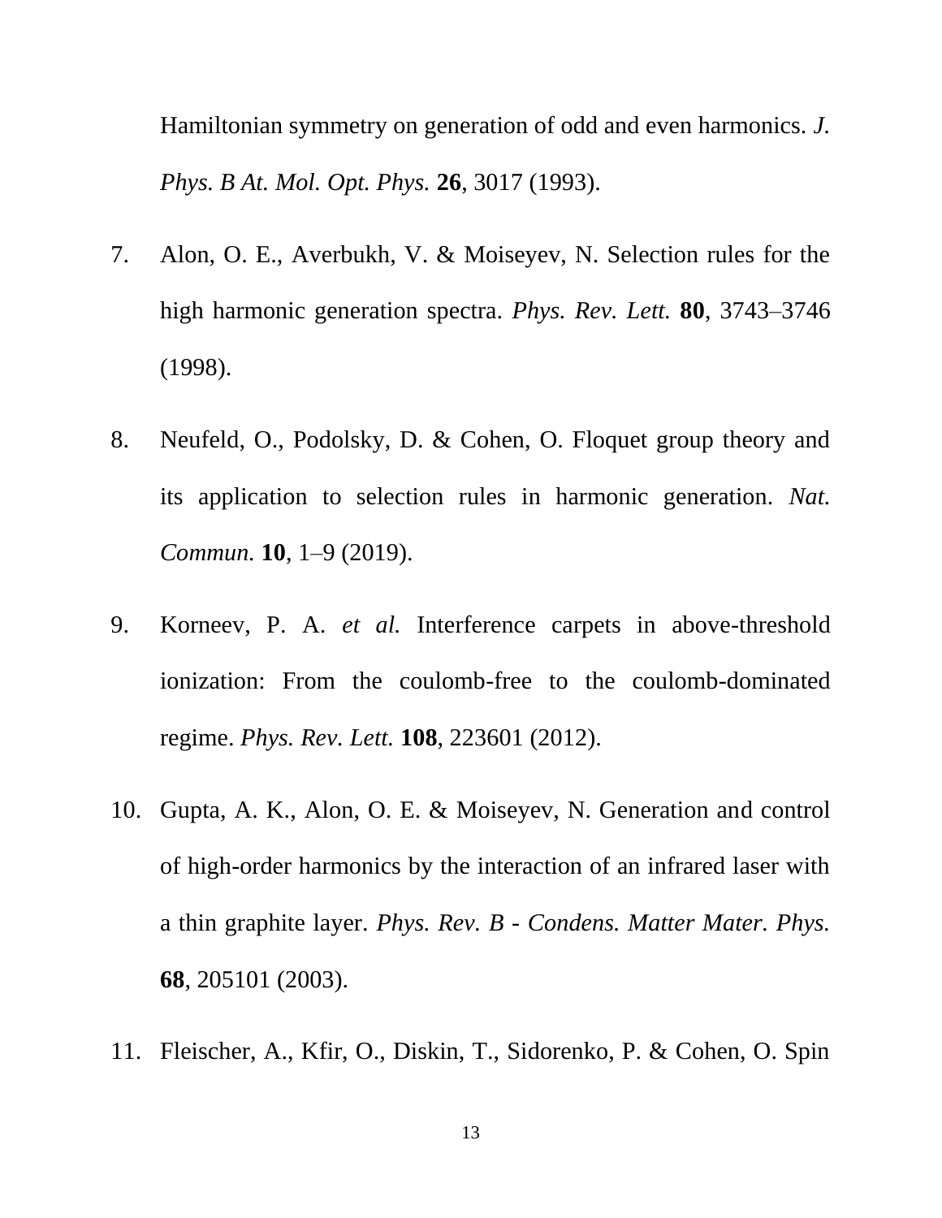Hamiltonian symmetry on generation of odd and even harmonics. *J. Phys. B At. Mol. Opt. Phys.* **26**, 3017 (1993).

7. Alon, O. E., Averbukh, V. & Moiseyev, N. Selection rules for the high harmonic generation spectra. *Phys. Rev. Lett.* **80**, 3743–3746 (1998).

8. Neufeld, O., Podolsky, D. & Cohen, O. Floquet group theory and its application to selection rules in harmonic generation. *Nat. Commun.* **10**, 1–9 (2019).

9. Korneev, P. A. *et al.* Interference carpets in above-threshold ionization: From the coulomb-free to the coulomb-dominated regime. *Phys. Rev. Lett.* **108**, 223601 (2012).

10. Gupta, A. K., Alon, O. E. & Moiseyev, N. Generation and control of high-order harmonics by the interaction of an infrared laser with a thin graphite layer. *Phys. Rev. B - Condens. Matter Mater. Phys.* **68**, 205101 (2003).

11. Fleischer, A., Kfir, O., Diskin, T., Sidorenko, P. & Cohen, O. Spin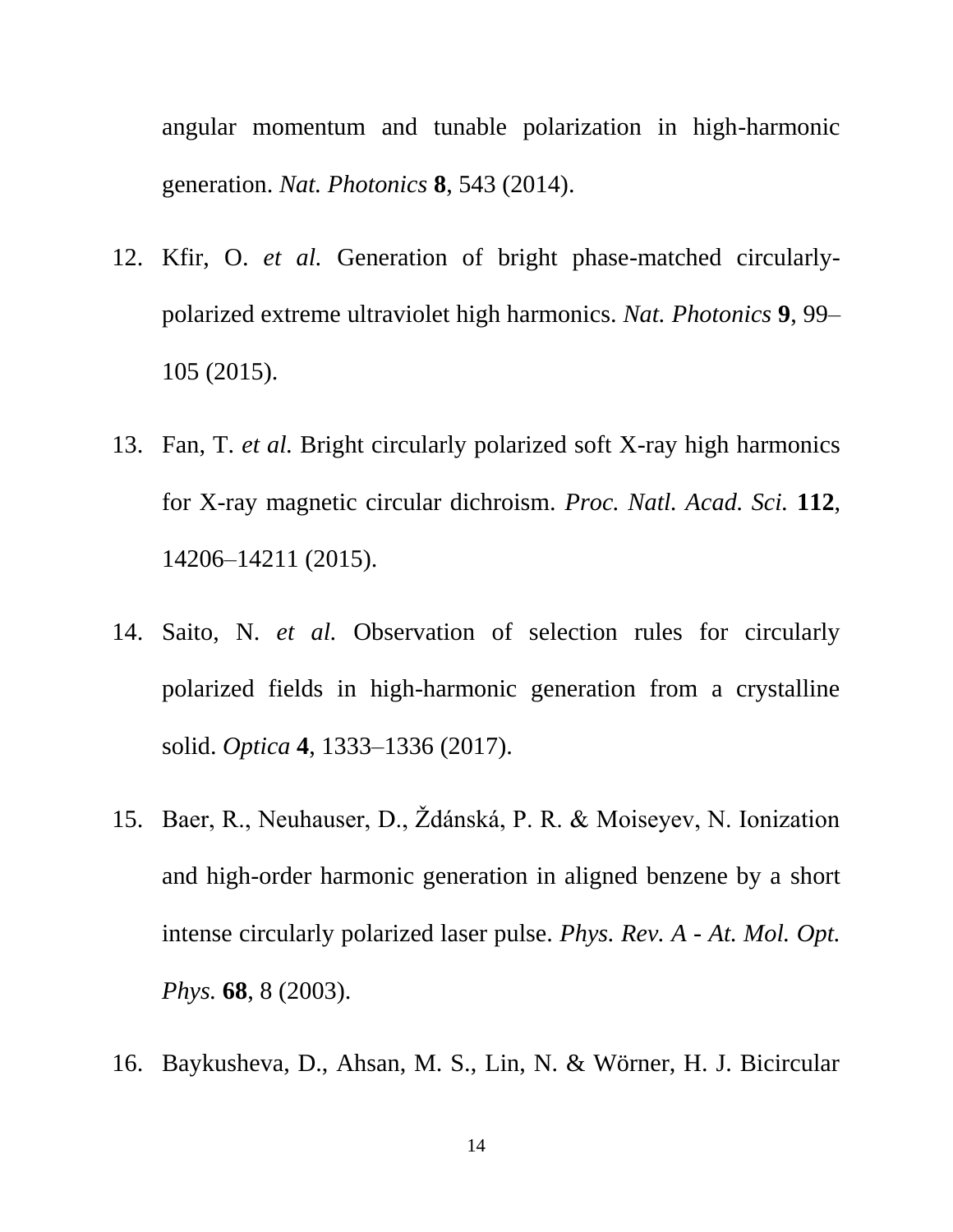angular momentum and tunable polarization in high-harmonic generation. *Nat. Photonics* **8**, 543 (2014).

12. Kfir, O. *et al.* Generation of bright phase-matched circularly-polarized extreme ultraviolet high harmonics. *Nat. Photonics* **9**, 99–105 (2015).
13. Fan, T. *et al.* Bright circularly polarized soft X-ray high harmonics for X-ray magnetic circular dichroism. *Proc. Natl. Acad. Sci.* **112**, 14206–14211 (2015).
14. Saito, N. *et al.* Observation of selection rules for circularly polarized fields in high-harmonic generation from a crystalline solid. *Optica* **4**, 1333–1336 (2017).
15. Baer, R., Neuhauser, D., Ždánská, P. R. & Moiseyev, N. Ionization and high-order harmonic generation in aligned benzene by a short intense circularly polarized laser pulse. *Phys. Rev. A - At. Mol. Opt. Phys.* **68**, 8 (2003).
16. Baykusheva, D., Ahsan, M. S., Lin, N. & Wörner, H. J. Bicircular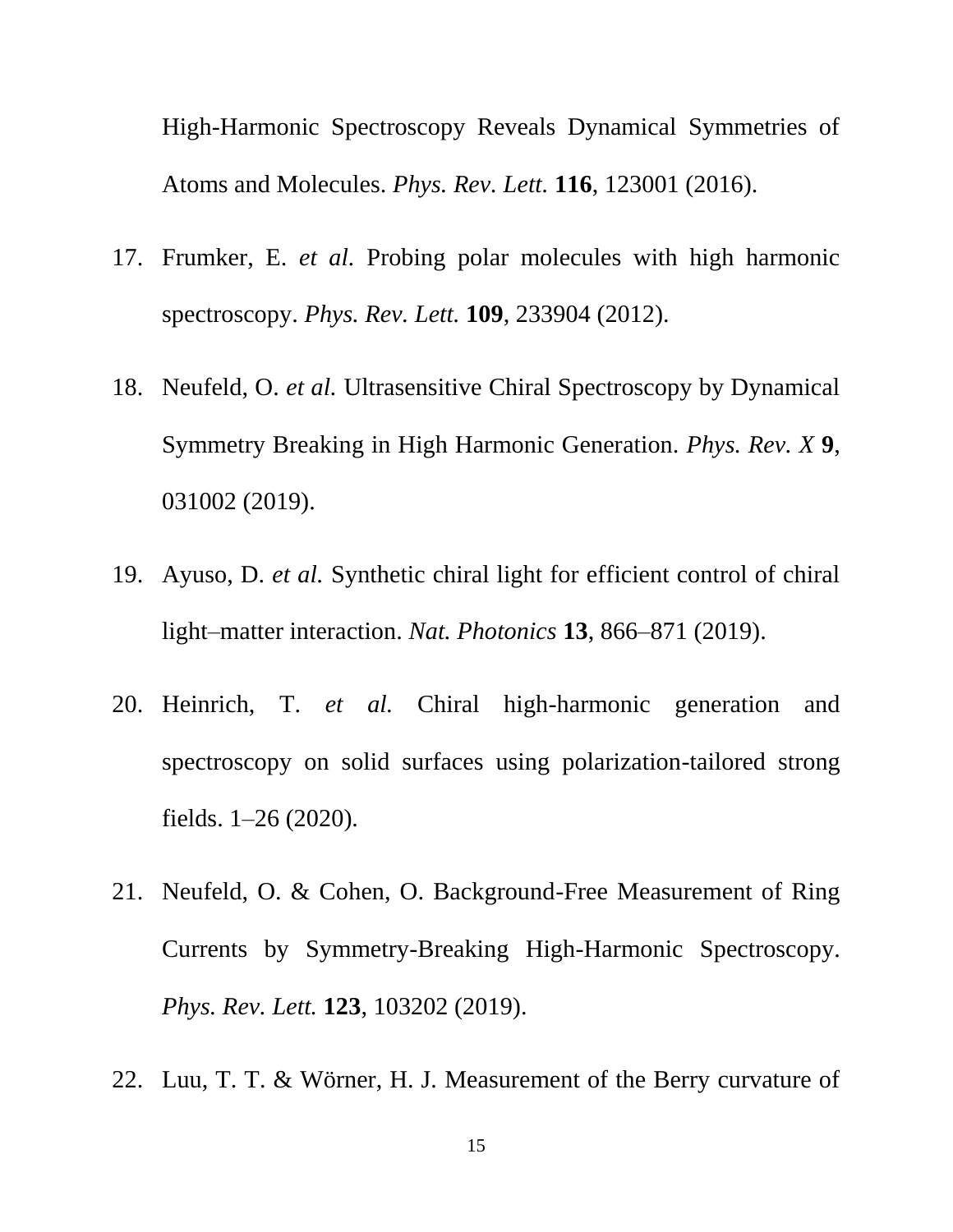High-Harmonic Spectroscopy Reveals Dynamical Symmetries of Atoms and Molecules. *Phys. Rev. Lett.* **116**, 123001 (2016).

17. Frumker, E. *et al*. Probing polar molecules with high harmonic spectroscopy. *Phys. Rev. Lett.* **109**, 233904 (2012).

18. Neufeld, O. *et al.* Ultrasensitive Chiral Spectroscopy by Dynamical Symmetry Breaking in High Harmonic Generation. *Phys. Rev. X* **9**, 031002 (2019).

19. Ayuso, D. *et al.* Synthetic chiral light for efficient control of chiral light–matter interaction. *Nat. Photonics* **13**, 866–871 (2019).

20. Heinrich, T. *et al.* Chiral high-harmonic generation and spectroscopy on solid surfaces using polarization-tailored strong fields. 1–26 (2020).

21. Neufeld, O. & Cohen, O. Background-Free Measurement of Ring Currents by Symmetry-Breaking High-Harmonic Spectroscopy. *Phys. Rev. Lett.* **123**, 103202 (2019).

22. Luu, T. T. & Wörner, H. J. Measurement of the Berry curvature of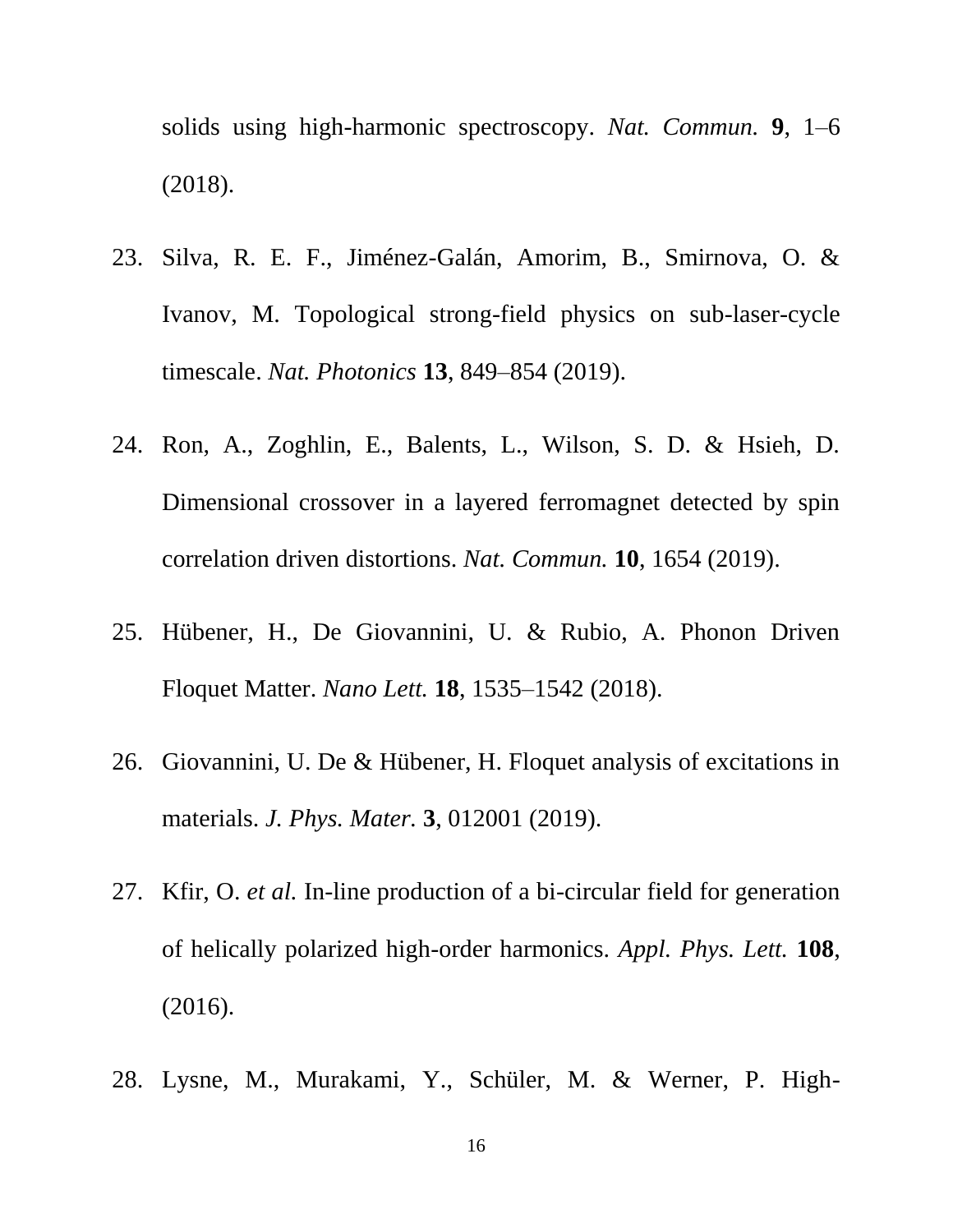solids using high-harmonic spectroscopy. *Nat. Commun.* **9**, 1–6 (2018).

23. Silva, R. E. F., Jiménez-Galán, Amorim, B., Smirnova, O. & Ivanov, M. Topological strong-field physics on sub-laser-cycle timescale. *Nat. Photonics* **13**, 849–854 (2019).

24. Ron, A., Zoghlin, E., Balents, L., Wilson, S. D. & Hsieh, D. Dimensional crossover in a layered ferromagnet detected by spin correlation driven distortions. *Nat. Commun.* **10**, 1654 (2019).

25. Hübener, H., De Giovannini, U. & Rubio, A. Phonon Driven Floquet Matter. *Nano Lett.* **18**, 1535–1542 (2018).

26. Giovannini, U. De & Hübener, H. Floquet analysis of excitations in materials. *J. Phys. Mater.* **3**, 012001 (2019).

27. Kfir, O. *et al.* In-line production of a bi-circular field for generation of helically polarized high-order harmonics. *Appl. Phys. Lett.* **108**, (2016).

28. Lysne, M., Murakami, Y., Schüler, M. & Werner, P. High-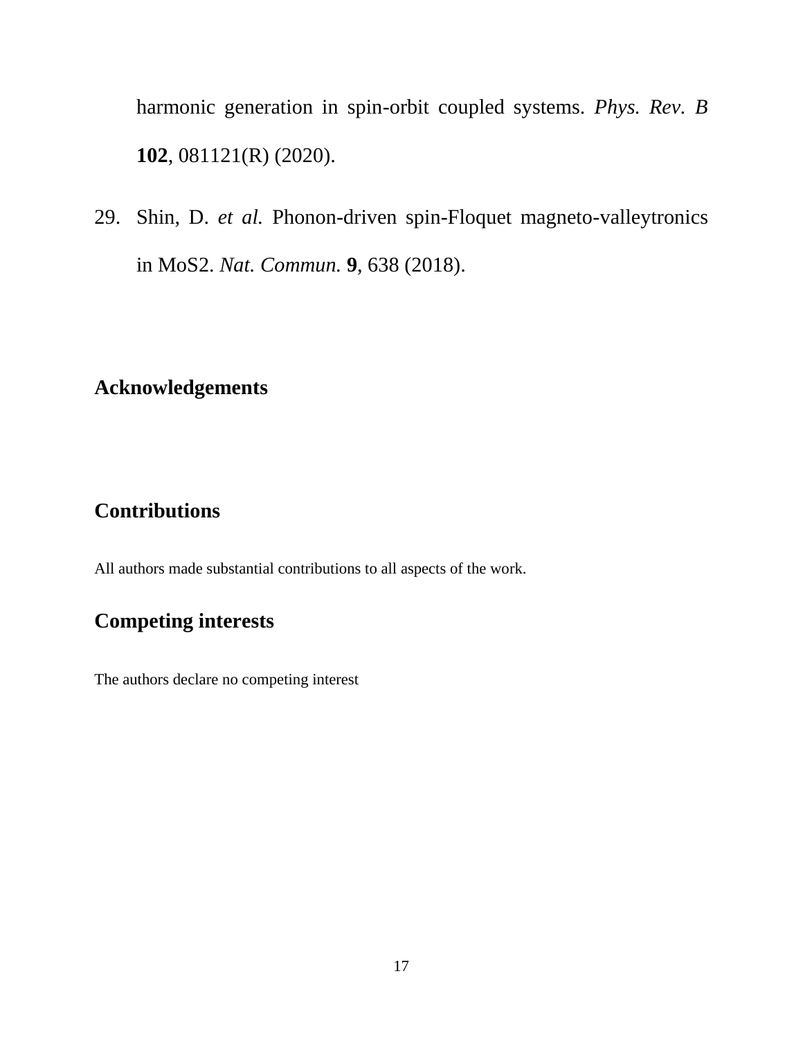harmonic generation in spin-orbit coupled systems. *Phys. Rev. B* **102**, 081121(R) (2020).

29. Shin, D. *et al.* Phonon-driven spin-Floquet magneto-valleytronics in MoS2. *Nat. Commun.* **9**, 638 (2018).

## Acknowledgements

## Contributions

All authors made substantial contributions to all aspects of the work.

## Competing interests

The authors declare no competing interest